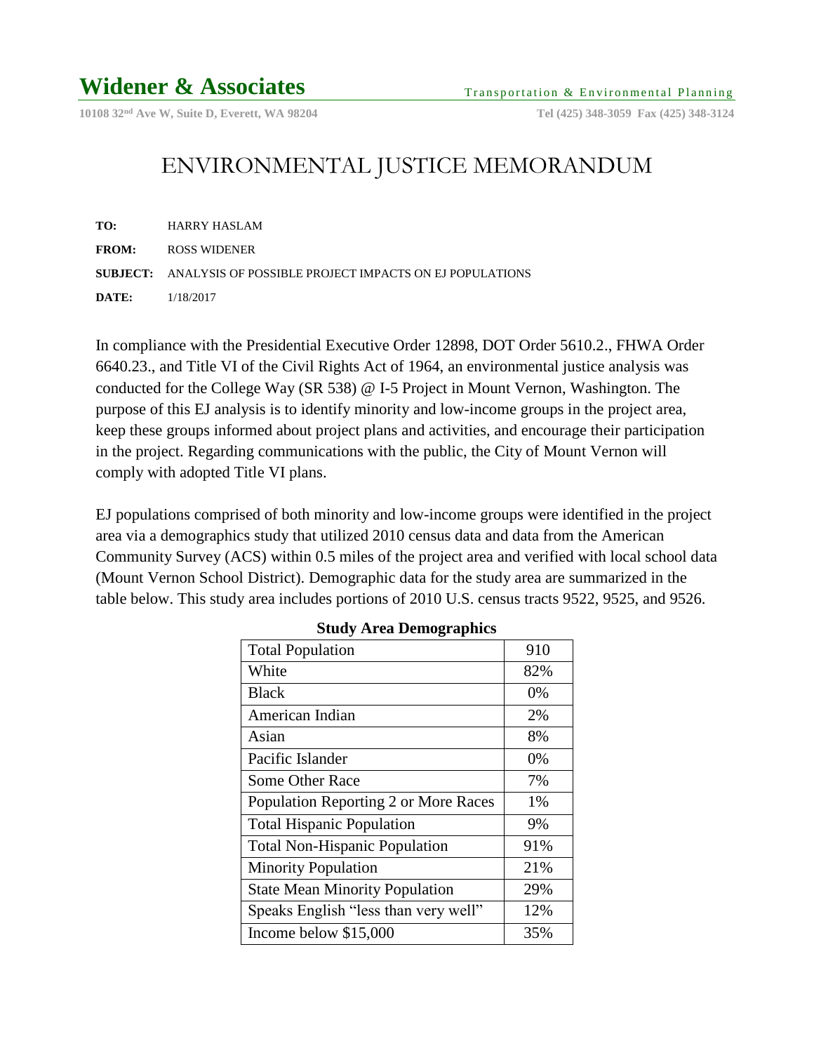# Widener & Associates

Transportation & Environmental Planning

10108 32nd Ave W, Suite D, Everett, WA 98204 Tel (425) 348-3059 Fax (425) 348-3124

## ENVIRONMENTAL JUSTICE MEMORANDUM

**TO:** HARRY HASLAM

**FROM:** ROSS WIDENER

**SUBJECT:** ANALYSIS OF POSSIBLE PROJECT IMPACTS ON EJ POPULATIONS

**DATE:** 1/18/2017

In compliance with the Presidential Executive Order 12898, DOT Order 5610.2., FHWA Order 6640.23., and Title VI of the Civil Rights Act of 1964, an environmental justice analysis was conducted for the College Way (SR 538) @ I-5 Project in Mount Vernon, Washington. The purpose of this EJ analysis is to identify minority and low-income groups in the project area, keep these groups informed about project plans and activities, and encourage their participation in the project. Regarding communications with the public, the City of Mount Vernon will comply with adopted Title VI plans.

EJ populations comprised of both minority and low-income groups were identified in the project area via a demographics study that utilized 2010 census data and data from the American Community Survey (ACS) within 0.5 miles of the project area and verified with local school data (Mount Vernon School District). Demographic data for the study area are summarized in the table below. This study area includes portions of 2010 U.S. census tracts 9522, 9525, and 9526.

**Study Area Demographics**

| | |
|---|---|
| Total Population | 910 |
| White | 82% |
| Black | 0% |
| American Indian | 2% |
| Asian | 8% |
| Pacific Islander | 0% |
| Some Other Race | 7% |
| Population Reporting 2 or More Races | 1% |
| Total Hispanic Population | 9% |
| Total Non-Hispanic Population | 91% |
| Minority Population | 21% |
| State Mean Minority Population | 29% |
| Speaks English "less than very well" | 12% |
| Income below $15,000 | 35% |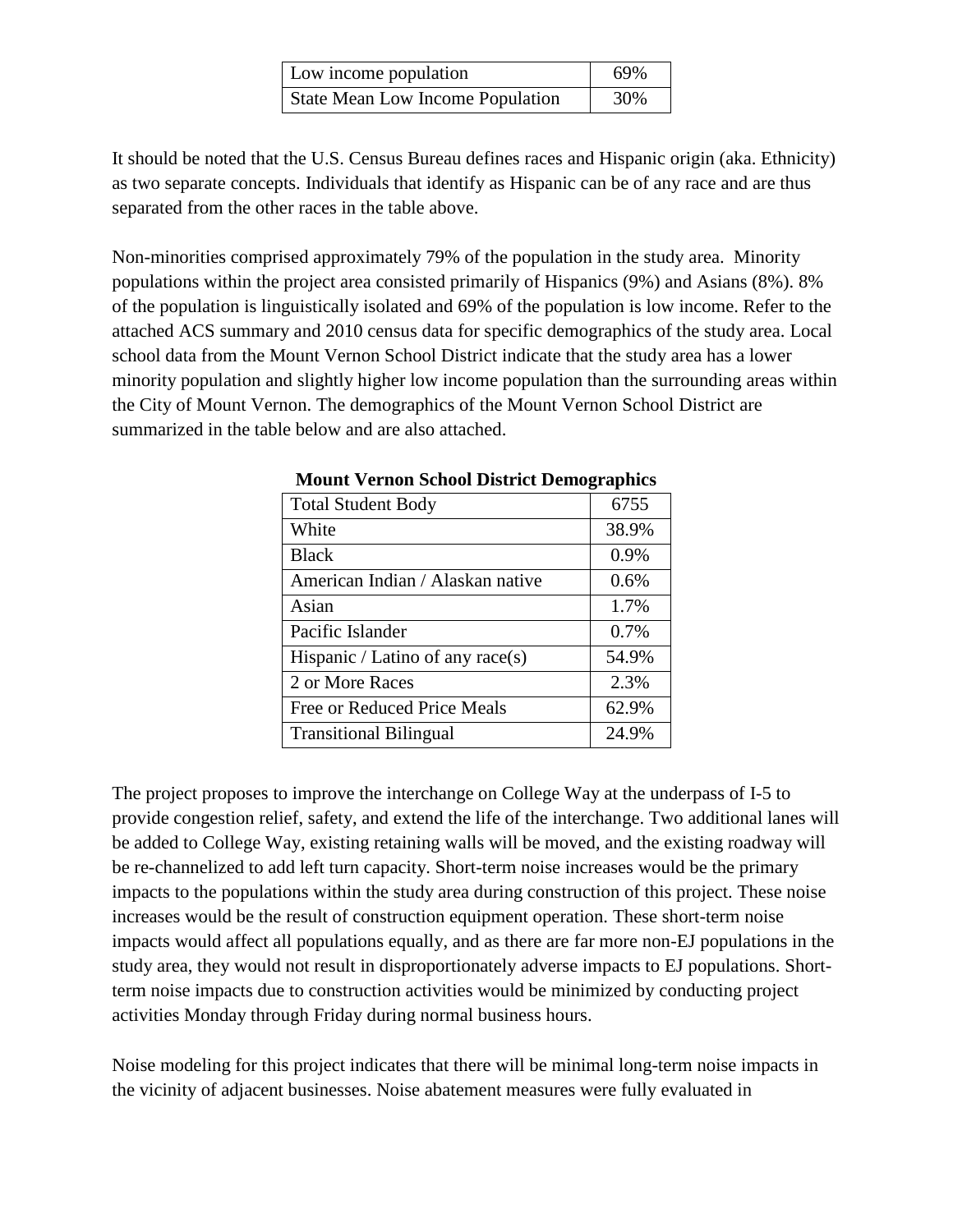| Low income population | 69% |
| --- | --- |
| State Mean Low Income Population | 30% |

It should be noted that the U.S. Census Bureau defines races and Hispanic origin (aka. Ethnicity) as two separate concepts. Individuals that identify as Hispanic can be of any race and are thus separated from the other races in the table above.

Non-minorities comprised approximately 79% of the population in the study area. Minority populations within the project area consisted primarily of Hispanics (9%) and Asians (8%). 8% of the population is linguistically isolated and 69% of the population is low income. Refer to the attached ACS summary and 2010 census data for specific demographics of the study area. Local school data from the Mount Vernon School District indicate that the study area has a lower minority population and slightly higher low income population than the surrounding areas within the City of Mount Vernon. The demographics of the Mount Vernon School District are summarized in the table below and are also attached.

**Mount Vernon School District Demographics**

| Total Student Body | 6755 |
| --- | --- |
| White | 38.9% |
| Black | 0.9% |
| American Indian / Alaskan native | 0.6% |
| Asian | 1.7% |
| Pacific Islander | 0.7% |
| Hispanic / Latino of any race(s) | 54.9% |
| 2 or More Races | 2.3% |
| Free or Reduced Price Meals | 62.9% |
| Transitional Bilingual | 24.9% |

The project proposes to improve the interchange on College Way at the underpass of I-5 to provide congestion relief, safety, and extend the life of the interchange. Two additional lanes will be added to College Way, existing retaining walls will be moved, and the existing roadway will be re-channelized to add left turn capacity. Short-term noise increases would be the primary impacts to the populations within the study area during construction of this project. These noise increases would be the result of construction equipment operation. These short-term noise impacts would affect all populations equally, and as there are far more non-EJ populations in the study area, they would not result in disproportionately adverse impacts to EJ populations. Short-term noise impacts due to construction activities would be minimized by conducting project activities Monday through Friday during normal business hours.

Noise modeling for this project indicates that there will be minimal long-term noise impacts in the vicinity of adjacent businesses. Noise abatement measures were fully evaluated in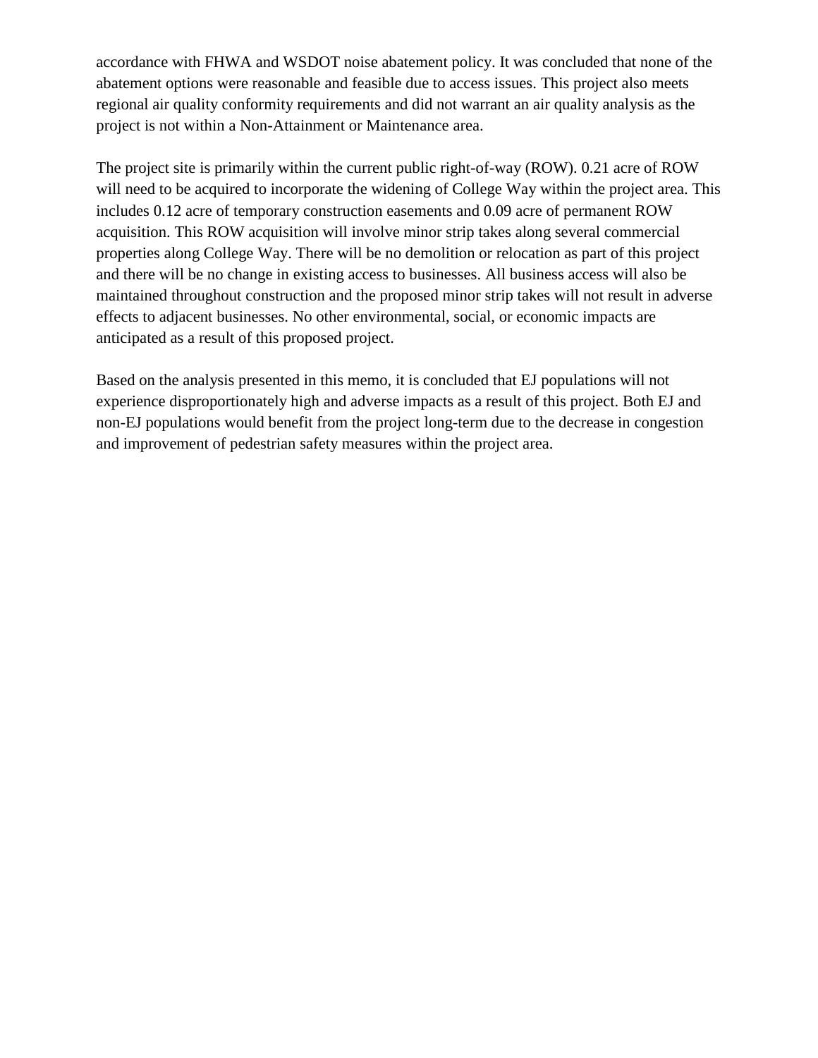accordance with FHWA and WSDOT noise abatement policy. It was concluded that none of the abatement options were reasonable and feasible due to access issues. This project also meets regional air quality conformity requirements and did not warrant an air quality analysis as the project is not within a Non-Attainment or Maintenance area.

The project site is primarily within the current public right-of-way (ROW). 0.21 acre of ROW will need to be acquired to incorporate the widening of College Way within the project area. This includes 0.12 acre of temporary construction easements and 0.09 acre of permanent ROW acquisition. This ROW acquisition will involve minor strip takes along several commercial properties along College Way. There will be no demolition or relocation as part of this project and there will be no change in existing access to businesses. All business access will also be maintained throughout construction and the proposed minor strip takes will not result in adverse effects to adjacent businesses. No other environmental, social, or economic impacts are anticipated as a result of this proposed project.

Based on the analysis presented in this memo, it is concluded that EJ populations will not experience disproportionately high and adverse impacts as a result of this project. Both EJ and non-EJ populations would benefit from the project long-term due to the decrease in congestion and improvement of pedestrian safety measures within the project area.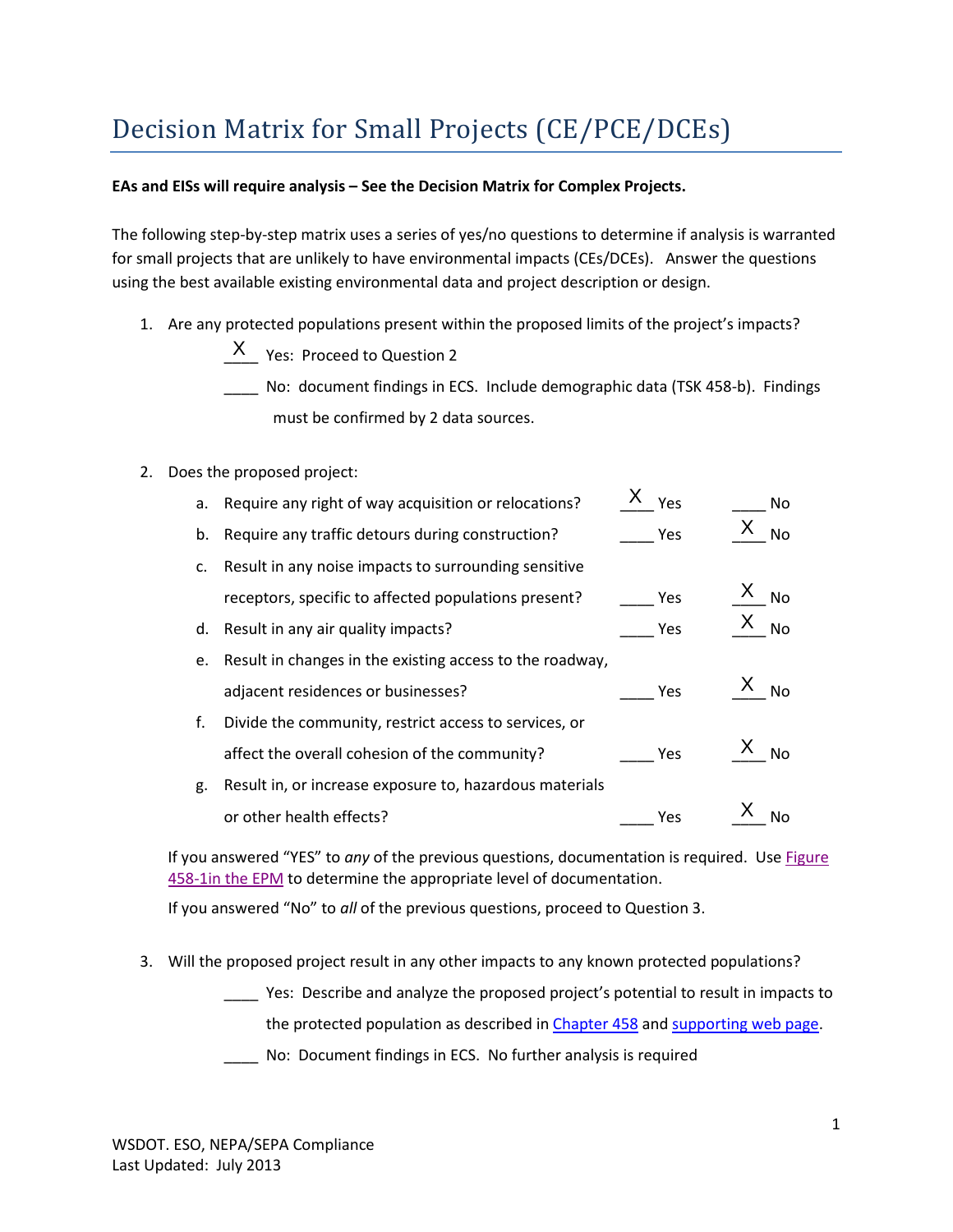# Decision Matrix for Small Projects (CE/PCE/DCEs)

**EAs and EISs will require analysis – See the Decision Matrix for Complex Projects.**

The following step-by-step matrix uses a series of yes/no questions to determine if analysis is warranted for small projects that are unlikely to have environmental impacts (CEs/DCEs). Answer the questions using the best available existing environmental data and project description or design.

1. Are any protected populations present within the proposed limits of the project's impacts?

   \_\_X\_\_ Yes: Proceed to Question 2

   \_\_\_\_ No: document findings in ECS. Include demographic data (TSK 458-b). Findings must be confirmed by 2 data sources.

2. Does the proposed project:

| | | | |
|---|---|---|---|
| a. | Require any right of way acquisition or relocations? | \_\_X\_\_ Yes | \_\_\_\_ No |
| b. | Require any traffic detours during construction? | \_\_\_\_ Yes | \_\_X\_\_ No |
| c. | Result in any noise impacts to surrounding sensitive receptors, specific to affected populations present? | \_\_\_\_ Yes | \_\_X\_\_ No |
| d. | Result in any air quality impacts? | \_\_\_\_ Yes | \_\_X\_\_ No |
| e. | Result in changes in the existing access to the roadway, adjacent residences or businesses? | \_\_\_\_ Yes | \_\_X\_\_ No |
| f. | Divide the community, restrict access to services, or affect the overall cohesion of the community? | \_\_\_\_ Yes | \_\_X\_\_ No |
| g. | Result in, or increase exposure to, hazardous materials or other health effects? | \_\_\_\_ Yes | \_\_X\_\_ No |

   If you answered "YES" to *any* of the previous questions, documentation is required. Use Figure 458-1in the EPM to determine the appropriate level of documentation.

   If you answered "No" to *all* of the previous questions, proceed to Question 3.

3. Will the proposed project result in any other impacts to any known protected populations?

   \_\_\_\_ Yes: Describe and analyze the proposed project's potential to result in impacts to the protected population as described in Chapter 458 and supporting web page.

   \_\_\_\_ No: Document findings in ECS. No further analysis is required

WSDOT. ESO, NEPA/SEPA Compliance
Last Updated: July 2013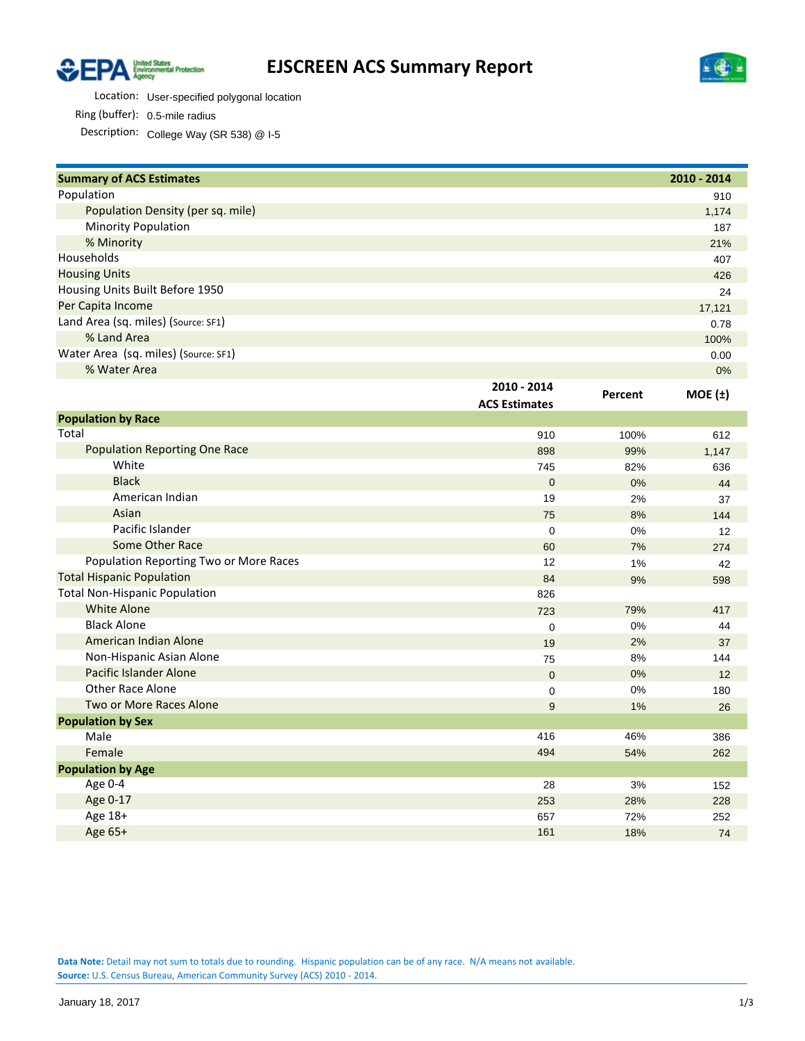# EJSCREEN ACS Summary Report

Location: User-specified polygonal location
Ring (buffer): 0.5-mile radius
Description: College Way (SR 538) @ I-5

| Summary of ACS Estimates | 2010 - 2014 |
|---|---|
| Population | 910 |
| Population Density (per sq. mile) | 1,174 |
| Minority Population | 187 |
| % Minority | 21% |
| Households | 407 |
| Housing Units | 426 |
| Housing Units Built Before 1950 | 24 |
| Per Capita Income | 17,121 |
| Land Area (sq. miles) (Source: SF1) | 0.78 |
| % Land Area | 100% |
| Water Area (sq. miles) (Source: SF1) | 0.00 |
| % Water Area | 0% |

| | 2010 - 2014 ACS Estimates | Percent | MOE (±) |
|---|---|---|---|
| **Population by Race** | | | |
| Total | 910 | 100% | 612 |
| Population Reporting One Race | 898 | 99% | 1,147 |
| White | 745 | 82% | 636 |
| Black | 0 | 0% | 44 |
| American Indian | 19 | 2% | 37 |
| Asian | 75 | 8% | 144 |
| Pacific Islander | 0 | 0% | 12 |
| Some Other Race | 60 | 7% | 274 |
| Population Reporting Two or More Races | 12 | 1% | 42 |
| Total Hispanic Population | 84 | 9% | 598 |
| Total Non-Hispanic Population | 826 | | |
| White Alone | 723 | 79% | 417 |
| Black Alone | 0 | 0% | 44 |
| American Indian Alone | 19 | 2% | 37 |
| Non-Hispanic Asian Alone | 75 | 8% | 144 |
| Pacific Islander Alone | 0 | 0% | 12 |
| Other Race Alone | 0 | 0% | 180 |
| Two or More Races Alone | 9 | 1% | 26 |
| **Population by Sex** | | | |
| Male | 416 | 46% | 386 |
| Female | 494 | 54% | 262 |
| **Population by Age** | | | |
| Age 0-4 | 28 | 3% | 152 |
| Age 0-17 | 253 | 28% | 228 |
| Age 18+ | 657 | 72% | 252 |
| Age 65+ | 161 | 18% | 74 |

**Data Note:** Detail may not sum to totals due to rounding. Hispanic population can be of any race. N/A means not available.
**Source:** U.S. Census Bureau, American Community Survey (ACS) 2010 - 2014.

January 18, 2017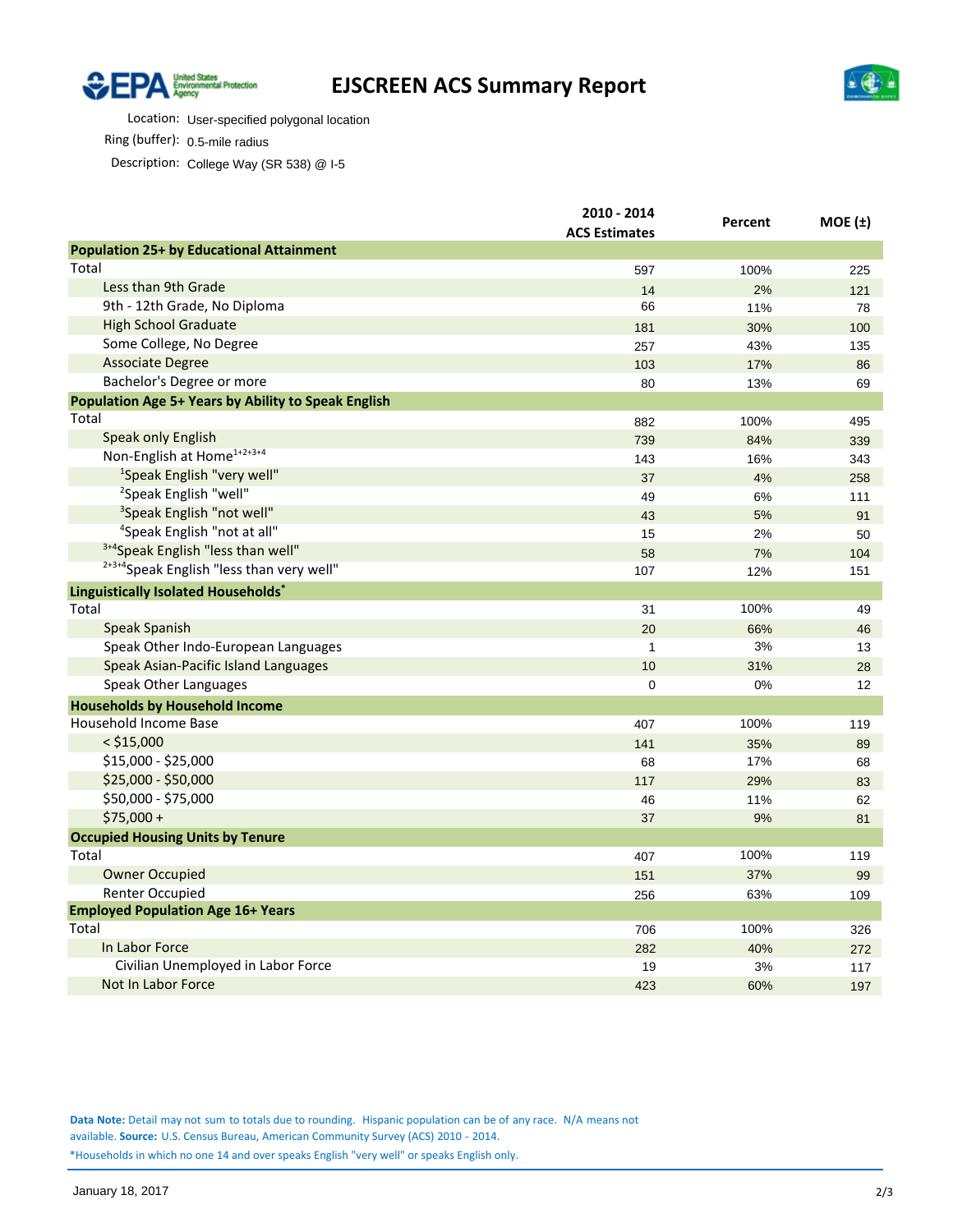# EJSCREEN ACS Summary Report

Location: User-specified polygonal location

Ring (buffer): 0.5-mile radius

Description: College Way (SR 538) @ I-5

| | 2010 - 2014 ACS Estimates | Percent | MOE (±) |
|---|---|---|---|
| **Population 25+ by Educational Attainment** | | | |
| Total | 597 | 100% | 225 |
| Less than 9th Grade | 14 | 2% | 121 |
| 9th - 12th Grade, No Diploma | 66 | 11% | 78 |
| High School Graduate | 181 | 30% | 100 |
| Some College, No Degree | 257 | 43% | 135 |
| Associate Degree | 103 | 17% | 86 |
| Bachelor's Degree or more | 80 | 13% | 69 |
| **Population Age 5+ Years by Ability to Speak English** | | | |
| Total | 882 | 100% | 495 |
| Speak only English | 739 | 84% | 339 |
| Non-English at Home[1+2+3+4] | 143 | 16% | 343 |
| [1]Speak English "very well" | 37 | 4% | 258 |
| [2]Speak English "well" | 49 | 6% | 111 |
| [3]Speak English "not well" | 43 | 5% | 91 |
| [4]Speak English "not at all" | 15 | 2% | 50 |
| [3+4]Speak English "less than well" | 58 | 7% | 104 |
| [2+3+4]Speak English "less than very well" | 107 | 12% | 151 |
| **Linguistically Isolated Households*** | | | |
| Total | 31 | 100% | 49 |
| Speak Spanish | 20 | 66% | 46 |
| Speak Other Indo-European Languages | 1 | 3% | 13 |
| Speak Asian-Pacific Island Languages | 10 | 31% | 28 |
| Speak Other Languages | 0 | 0% | 12 |
| **Households by Household Income** | | | |
| Household Income Base | 407 | 100% | 119 |
| < $15,000 | 141 | 35% | 89 |
| $15,000 - $25,000 | 68 | 17% | 68 |
| $25,000 - $50,000 | 117 | 29% | 83 |
| $50,000 - $75,000 | 46 | 11% | 62 |
| $75,000 + | 37 | 9% | 81 |
| **Occupied Housing Units by Tenure** | | | |
| Total | 407 | 100% | 119 |
| Owner Occupied | 151 | 37% | 99 |
| Renter Occupied | 256 | 63% | 109 |
| **Employed Population Age 16+ Years** | | | |
| Total | 706 | 100% | 326 |
| In Labor Force | 282 | 40% | 272 |
| Civilian Unemployed in Labor Force | 19 | 3% | 117 |
| Not In Labor Force | 423 | 60% | 197 |

**Data Note:** Detail may not sum to totals due to rounding. Hispanic population can be of any race. N/A means not available. **Source:** U.S. Census Bureau, American Community Survey (ACS) 2010 - 2014.

*Households in which no one 14 and over speaks English "very well" or speaks English only.

January 18, 2017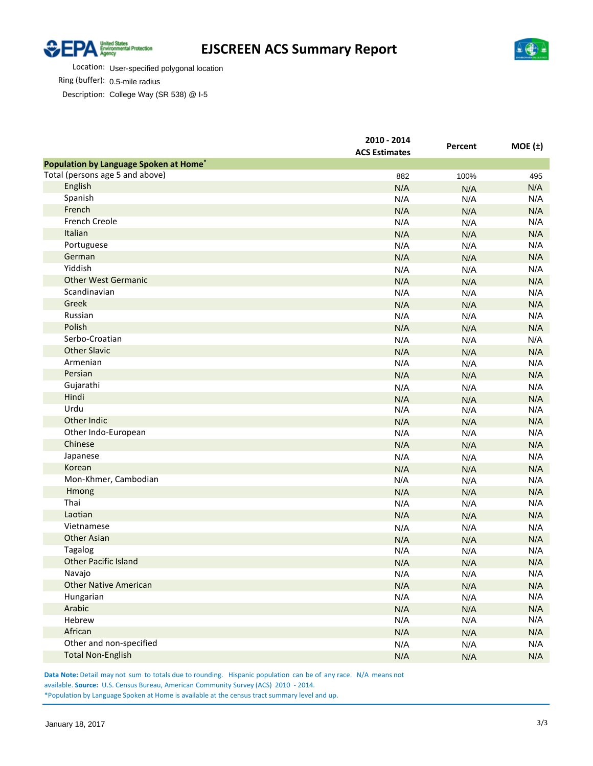# EJSCREEN ACS Summary Report

Location: User-specified polygonal location

Ring (buffer): 0.5-mile radius

Description: College Way (SR 538) @ I-5

| | 2010 - 2014 ACS Estimates | Percent | MOE (±) |
|---|---|---|---|
| **Population by Language Spoken at Home*** | | | |
| Total (persons age 5 and above) | 882 | 100% | 495 |
| English | N/A | N/A | N/A |
| Spanish | N/A | N/A | N/A |
| French | N/A | N/A | N/A |
| French Creole | N/A | N/A | N/A |
| Italian | N/A | N/A | N/A |
| Portuguese | N/A | N/A | N/A |
| German | N/A | N/A | N/A |
| Yiddish | N/A | N/A | N/A |
| Other West Germanic | N/A | N/A | N/A |
| Scandinavian | N/A | N/A | N/A |
| Greek | N/A | N/A | N/A |
| Russian | N/A | N/A | N/A |
| Polish | N/A | N/A | N/A |
| Serbo-Croatian | N/A | N/A | N/A |
| Other Slavic | N/A | N/A | N/A |
| Armenian | N/A | N/A | N/A |
| Persian | N/A | N/A | N/A |
| Gujarathi | N/A | N/A | N/A |
| Hindi | N/A | N/A | N/A |
| Urdu | N/A | N/A | N/A |
| Other Indic | N/A | N/A | N/A |
| Other Indo-European | N/A | N/A | N/A |
| Chinese | N/A | N/A | N/A |
| Japanese | N/A | N/A | N/A |
| Korean | N/A | N/A | N/A |
| Mon-Khmer, Cambodian | N/A | N/A | N/A |
| Hmong | N/A | N/A | N/A |
| Thai | N/A | N/A | N/A |
| Laotian | N/A | N/A | N/A |
| Vietnamese | N/A | N/A | N/A |
| Other Asian | N/A | N/A | N/A |
| Tagalog | N/A | N/A | N/A |
| Other Pacific Island | N/A | N/A | N/A |
| Navajo | N/A | N/A | N/A |
| Other Native American | N/A | N/A | N/A |
| Hungarian | N/A | N/A | N/A |
| Arabic | N/A | N/A | N/A |
| Hebrew | N/A | N/A | N/A |
| African | N/A | N/A | N/A |
| Other and non-specified | N/A | N/A | N/A |
| Total Non-English | N/A | N/A | N/A |

**Data Note:** Detail may not sum to totals due to rounding. Hispanic population can be of any race. N/A means not available. **Source:** U.S. Census Bureau, American Community Survey (ACS) 2010 - 2014.
*Population by Language Spoken at Home is available at the census tract summary level and up.

January 18, 2017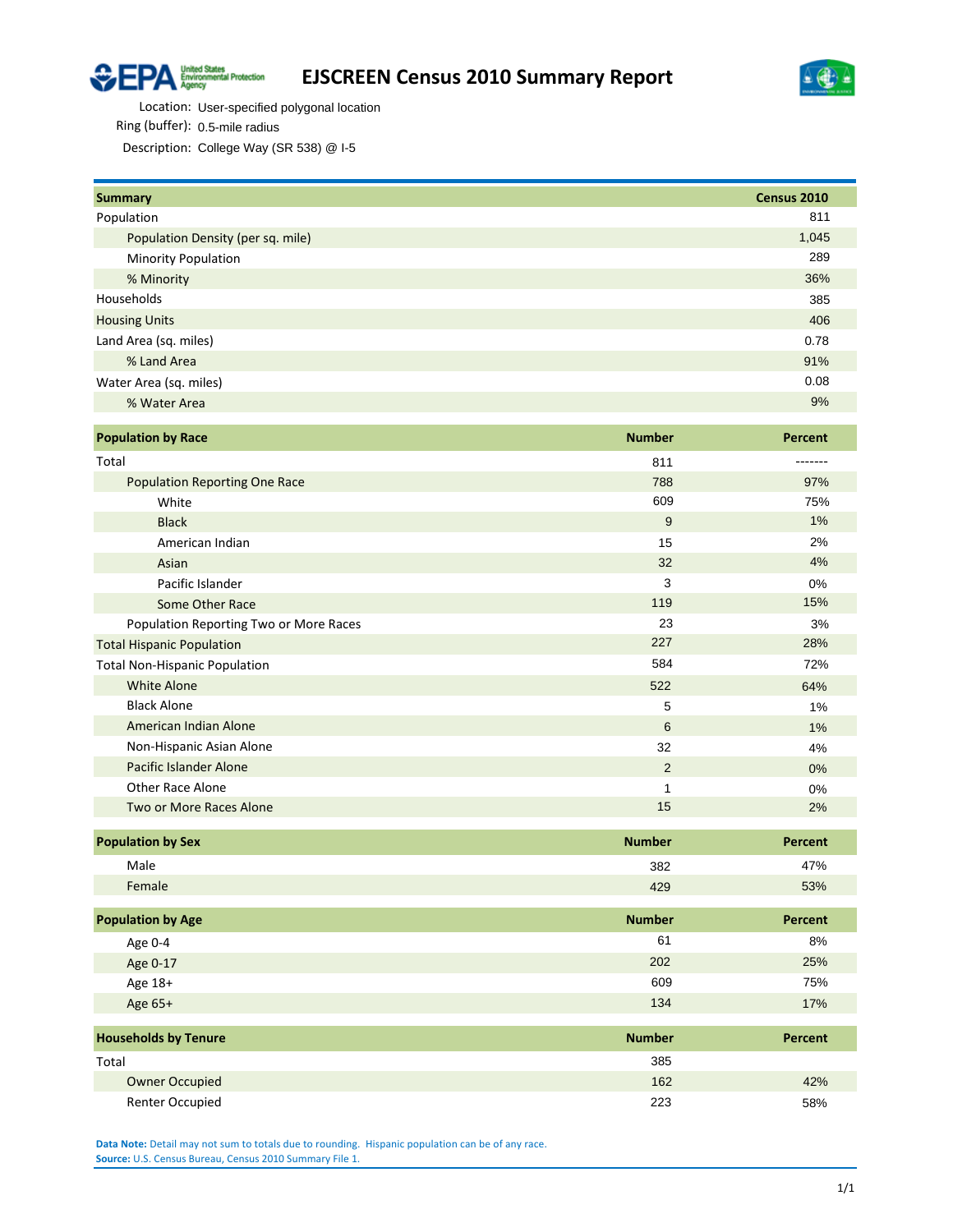# EJSCREEN Census 2010 Summary Report

Location: User-specified polygonal location
Ring (buffer): 0.5-mile radius
Description: College Way (SR 538) @ I-5

| Summary | Census 2010 |
|---|---|
| Population | 811 |
| Population Density (per sq. mile) | 1,045 |
| Minority Population | 289 |
| % Minority | 36% |
| Households | 385 |
| Housing Units | 406 |
| Land Area (sq. miles) | 0.78 |
| % Land Area | 91% |
| Water Area (sq. miles) | 0.08 |
| % Water Area | 9% |

| Population by Race | Number | Percent |
|---|---|---|
| Total | 811 | ------- |
| Population Reporting One Race | 788 | 97% |
| White | 609 | 75% |
| Black | 9 | 1% |
| American Indian | 15 | 2% |
| Asian | 32 | 4% |
| Pacific Islander | 3 | 0% |
| Some Other Race | 119 | 15% |
| Population Reporting Two or More Races | 23 | 3% |
| Total Hispanic Population | 227 | 28% |
| Total Non-Hispanic Population | 584 | 72% |
| White Alone | 522 | 64% |
| Black Alone | 5 | 1% |
| American Indian Alone | 6 | 1% |
| Non-Hispanic Asian Alone | 32 | 4% |
| Pacific Islander Alone | 2 | 0% |
| Other Race Alone | 1 | 0% |
| Two or More Races Alone | 15 | 2% |

| Population by Sex | Number | Percent |
|---|---|---|
| Male | 382 | 47% |
| Female | 429 | 53% |

| Population by Age | Number | Percent |
|---|---|---|
| Age 0-4 | 61 | 8% |
| Age 0-17 | 202 | 25% |
| Age 18+ | 609 | 75% |
| Age 65+ | 134 | 17% |

| Households by Tenure | Number | Percent |
|---|---|---|
| Total | 385 | |
| Owner Occupied | 162 | 42% |
| Renter Occupied | 223 | 58% |

**Data Note:** Detail may not sum to totals due to rounding. Hispanic population can be of any race.
**Source:** U.S. Census Bureau, Census 2010 Summary File 1.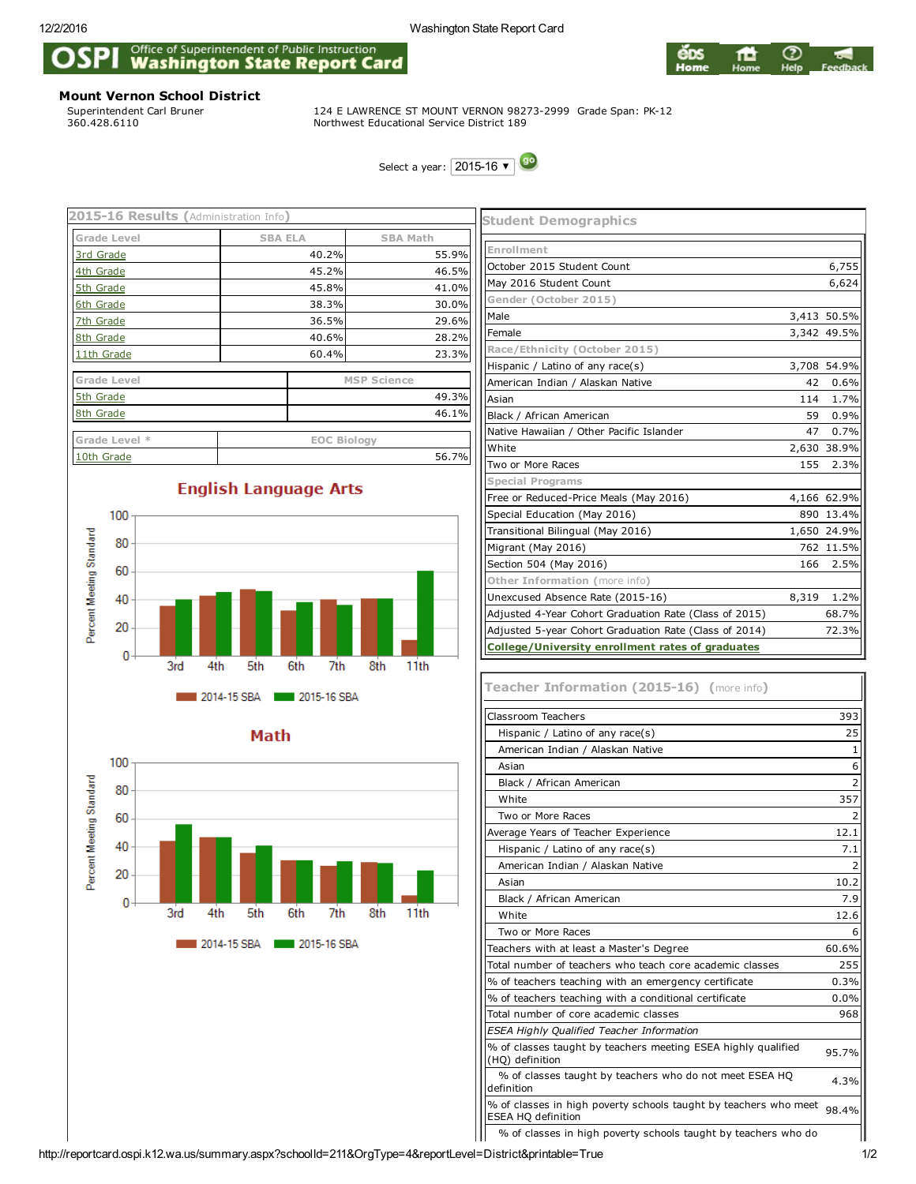# Mount Vernon School District

Superintendent Carl Bruner
360.428.6110

124 E LAWRENCE ST MOUNT VERNON 98273-2999 Grade Span: PK-12
Northwest Educational Service District 189

Select a year: 2015-16

## 2015-16 Results (Administration Info)

| Grade Level | SBA ELA | SBA Math |
|---|---|---|
| 3rd Grade | 40.2% | 55.9% |
| 4th Grade | 45.2% | 46.5% |
| 5th Grade | 45.8% | 41.0% |
| 6th Grade | 38.3% | 30.0% |
| 7th Grade | 36.5% | 29.6% |
| 8th Grade | 40.6% | 28.2% |
| 11th Grade | 60.4% | 23.3% |

| Grade Level | MSP Science |
|---|---|
| 5th Grade | 49.3% |
| 8th Grade | 46.1% |

| Grade Level * | EOC Biology |
|---|---|
| 10th Grade | 56.7% |

### English Language Arts

Percent Meeting Standard (3rd, 4th, 5th, 6th, 7th, 8th, 11th) — 2014-15 SBA, 2015-16 SBA

### Math

Percent Meeting Standard (3rd, 4th, 5th, 6th, 7th, 8th, 11th) — 2014-15 SBA, 2015-16 SBA

## Student Demographics

| Enrollment | | |
|---|---|---|
| October 2015 Student Count | 6,755 | |
| May 2016 Student Count | 6,624 | |
| **Gender (October 2015)** | | |
| Male | 3,413 | 50.5% |
| Female | 3,342 | 49.5% |
| **Race/Ethnicity (October 2015)** | | |
| Hispanic / Latino of any race(s) | 3,708 | 54.9% |
| American Indian / Alaskan Native | 42 | 0.6% |
| Asian | 114 | 1.7% |
| Black / African American | 59 | 0.9% |
| Native Hawaiian / Other Pacific Islander | 47 | 0.7% |
| White | 2,630 | 38.9% |
| Two or More Races | 155 | 2.3% |
| **Special Programs** | | |
| Free or Reduced-Price Meals (May 2016) | 4,166 | 62.9% |
| Special Education (May 2016) | 890 | 13.4% |
| Transitional Bilingual (May 2016) | 1,650 | 24.9% |
| Migrant (May 2016) | 762 | 11.5% |
| Section 504 (May 2016) | 166 | 2.5% |
| **Other Information** (more info) | | |
| Unexcused Absence Rate (2015-16) | 8,319 | 1.2% |
| Adjusted 4-Year Cohort Graduation Rate (Class of 2015) | | 68.7% |
| Adjusted 5-year Cohort Graduation Rate (Class of 2014) | | 72.3% |
| College/University enrollment rates of graduates | | |

## Teacher Information (2015-16) (more info)

| | |
|---|---|
| Classroom Teachers | 393 |
| Hispanic / Latino of any race(s) | 25 |
| American Indian / Alaskan Native | 1 |
| Asian | 6 |
| Black / African American | 2 |
| White | 357 |
| Two or More Races | 2 |
| Average Years of Teacher Experience | 12.1 |
| Hispanic / Latino of any race(s) | 7.1 |
| American Indian / Alaskan Native | 2 |
| Asian | 10.2 |
| Black / African American | 7.9 |
| White | 12.6 |
| Two or More Races | 6 |
| Teachers with at least a Master's Degree | 60.6% |
| Total number of teachers who teach core academic classes | 255 |
| % of teachers teaching with an emergency certificate | 0.3% |
| % of teachers teaching with a conditional certificate | 0.0% |
| Total number of core academic classes | 968 |
| *ESEA Highly Qualified Teacher Information* | |
| % of classes taught by teachers meeting ESEA highly qualified (HQ) definition | 95.7% |
| % of classes taught by teachers who do not meet ESEA HQ definition | 4.3% |
| % of classes in high poverty schools taught by teachers who meet ESEA HQ definition | 98.4% |
| % of classes in high poverty schools taught by teachers who do | |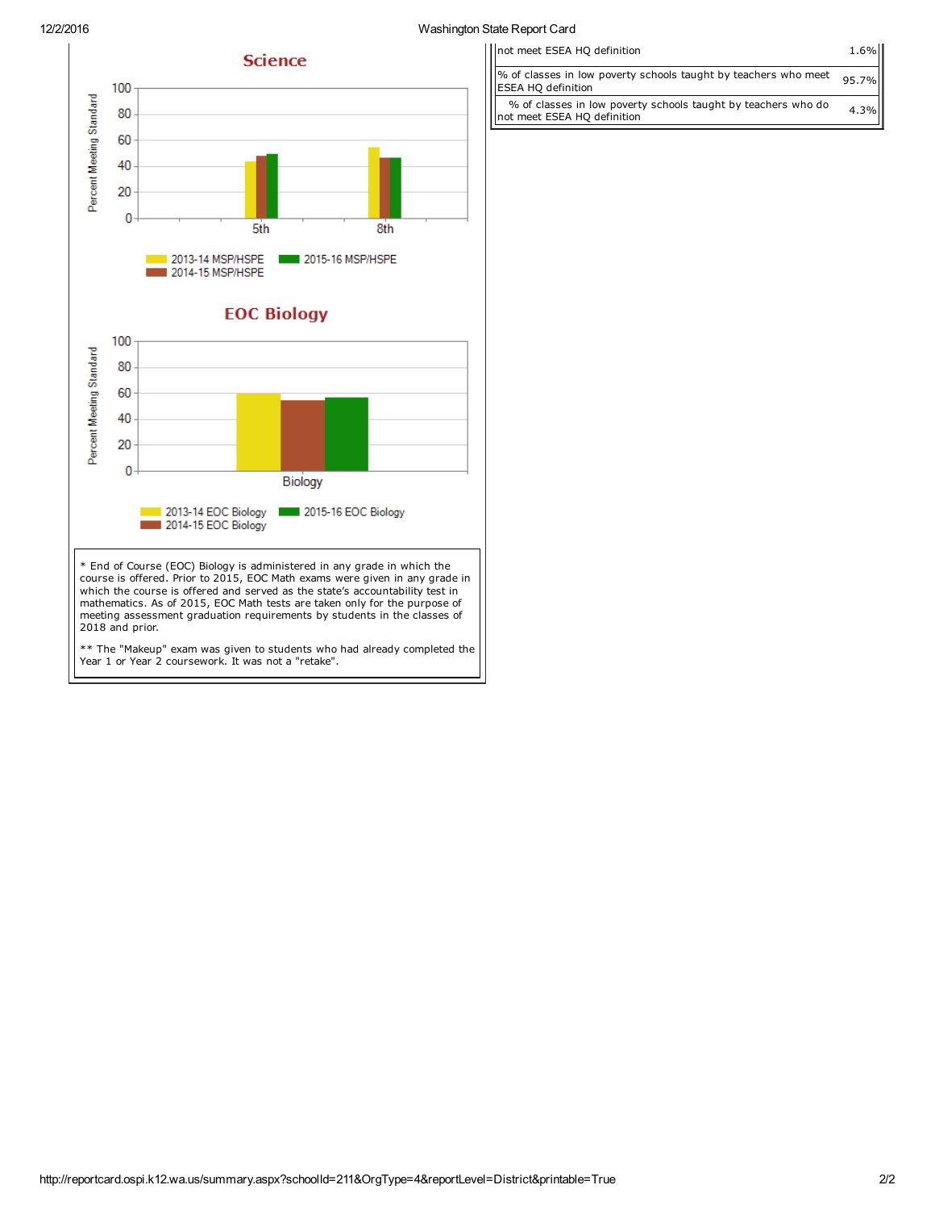## Science

Percent Meeting Standard

100
80
60
40
20
0

5th
8th

2013-14 MSP/HSPE
2014-15 MSP/HSPE
2015-16 MSP/HSPE

## EOC Biology

Percent Meeting Standard

100
80
60
40
20
0

Biology

2013-14 EOC Biology
2014-15 EOC Biology
2015-16 EOC Biology

\* End of Course (EOC) Biology is administered in any grade in which the course is offered. Prior to 2015, EOC Math exams were given in any grade in which the course is offered and served as the state's accountability test in mathematics. As of 2015, EOC Math tests are taken only for the purpose of meeting assessment graduation requirements by students in the classes of 2018 and prior.

\*\* The "Makeup" exam was given to students who had already completed the Year 1 or Year 2 coursework. It was not a "retake".

| | |
|---|---|
| not meet ESEA HQ definition | 1.6% |
| % of classes in low poverty schools taught by teachers who meet ESEA HQ definition | 95.7% |
| % of classes in low poverty schools taught by teachers who do not meet ESEA HQ definition | 4.3% |